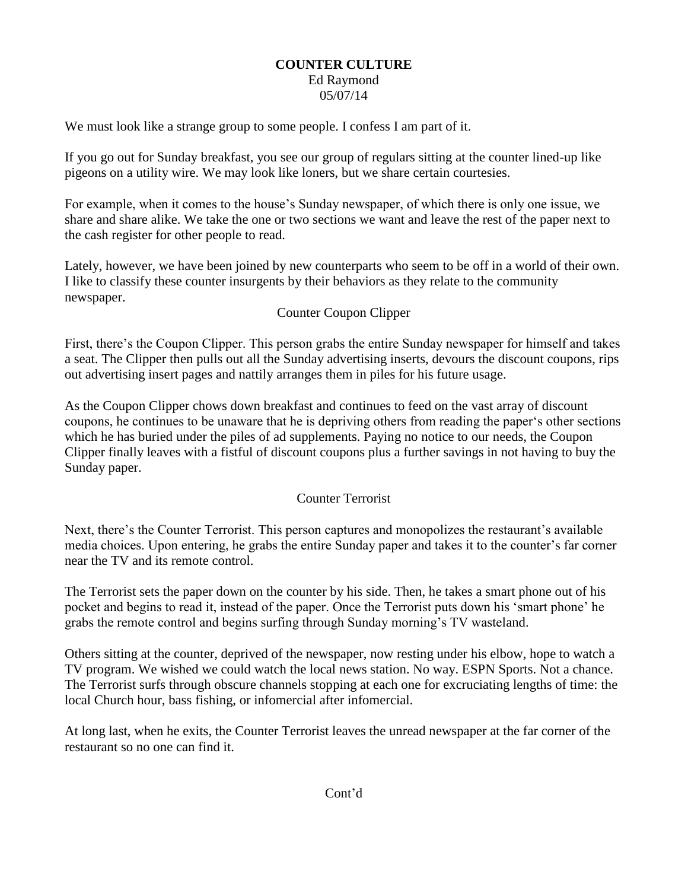# COUNTER CULTURE

Ed Raymond
05/07/14

We must look like a strange group to some people. I confess I am part of it.

If you go out for Sunday breakfast, you see our group of regulars sitting at the counter lined-up like pigeons on a utility wire. We may look like loners, but we share certain courtesies.

For example, when it comes to the house's Sunday newspaper, of which there is only one issue, we share and share alike. We take the one or two sections we want and leave the rest of the paper next to the cash register for other people to read.

Lately, however, we have been joined by new counterparts who seem to be off in a world of their own. I like to classify these counter insurgents by their behaviors as they relate to the community newspaper.

## Counter Coupon Clipper

First, there's the Coupon Clipper. This person grabs the entire Sunday newspaper for himself and takes a seat. The Clipper then pulls out all the Sunday advertising inserts, devours the discount coupons, rips out advertising insert pages and nattily arranges them in piles for his future usage.

As the Coupon Clipper chows down breakfast and continues to feed on the vast array of discount coupons, he continues to be unaware that he is depriving others from reading the paper's other sections which he has buried under the piles of ad supplements. Paying no notice to our needs, the Coupon Clipper finally leaves with a fistful of discount coupons plus a further savings in not having to buy the Sunday paper.

## Counter Terrorist

Next, there's the Counter Terrorist. This person captures and monopolizes the restaurant's available media choices. Upon entering, he grabs the entire Sunday paper and takes it to the counter's far corner near the TV and its remote control.

The Terrorist sets the paper down on the counter by his side. Then, he takes a smart phone out of his pocket and begins to read it, instead of the paper. Once the Terrorist puts down his 'smart phone' he grabs the remote control and begins surfing through Sunday morning's TV wasteland.

Others sitting at the counter, deprived of the newspaper, now resting under his elbow, hope to watch a TV program. We wished we could watch the local news station. No way. ESPN Sports. Not a chance. The Terrorist surfs through obscure channels stopping at each one for excruciating lengths of time: the local Church hour, bass fishing, or infomercial after infomercial.

At long last, when he exits, the Counter Terrorist leaves the unread newspaper at the far corner of the restaurant so no one can find it.

Cont'd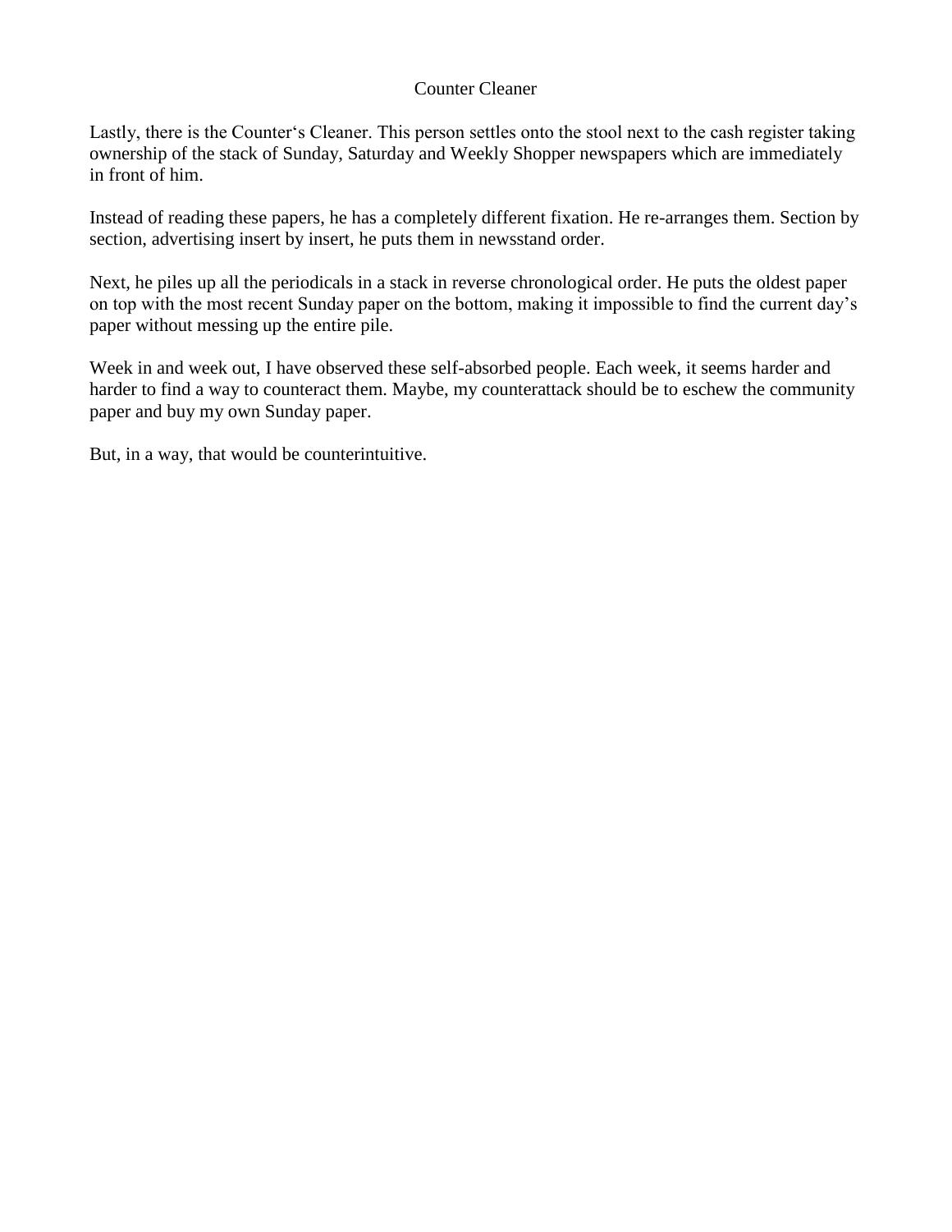## Counter Cleaner

Lastly, there is the Counter's Cleaner. This person settles onto the stool next to the cash register taking ownership of the stack of Sunday, Saturday and Weekly Shopper newspapers which are immediately in front of him.

Instead of reading these papers, he has a completely different fixation. He re-arranges them. Section by section, advertising insert by insert, he puts them in newsstand order.

Next, he piles up all the periodicals in a stack in reverse chronological order. He puts the oldest paper on top with the most recent Sunday paper on the bottom, making it impossible to find the current day's paper without messing up the entire pile.

Week in and week out, I have observed these self-absorbed people. Each week, it seems harder and harder to find a way to counteract them. Maybe, my counterattack should be to eschew the community paper and buy my own Sunday paper.

But, in a way, that would be counterintuitive.